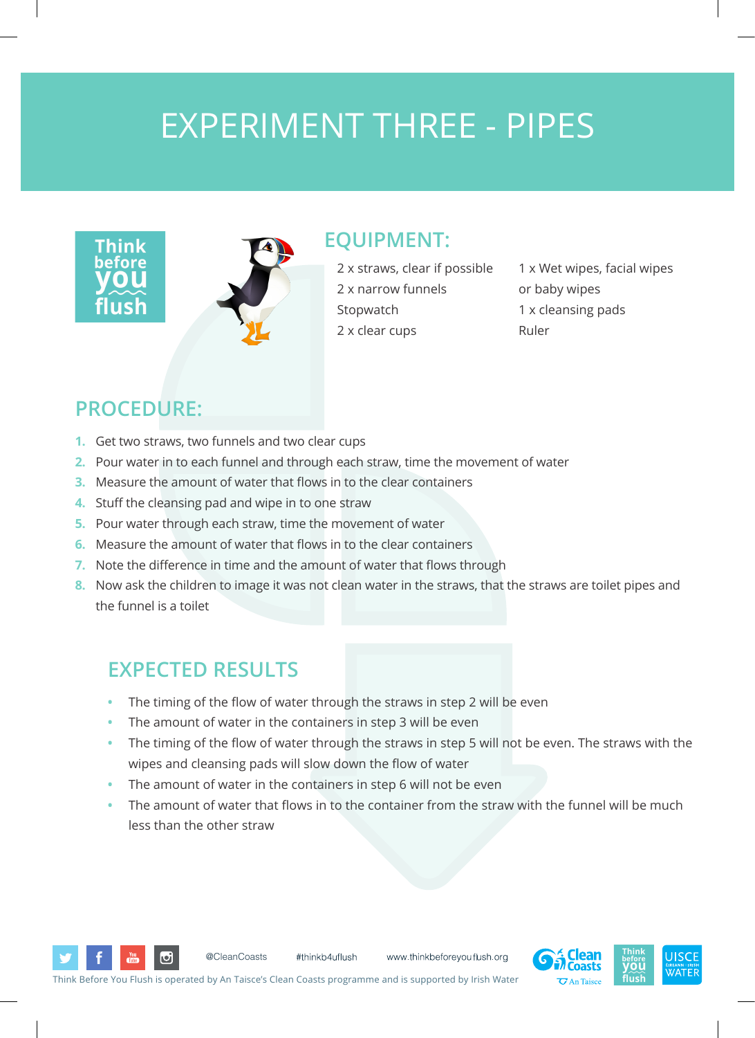# EXPERIMENT THREE - PIPES

## EQUIPMENT:

2 x straws, clear if possible
2 x narrow funnels
Stopwatch
2 x clear cups
1 x Wet wipes, facial wipes or baby wipes
1 x cleansing pads
Ruler

## PROCEDURE:

1. Get two straws, two funnels and two clear cups
2. Pour water in to each funnel and through each straw, time the movement of water
3. Measure the amount of water that flows in to the clear containers
4. Stuff the cleansing pad and wipe in to one straw
5. Pour water through each straw, time the movement of water
6. Measure the amount of water that flows in to the clear containers
7. Note the difference in time and the amount of water that flows through
8. Now ask the children to image it was not clean water in the straws, that the straws are toilet pipes and the funnel is a toilet

## EXPECTED RESULTS

- The timing of the flow of water through the straws in step 2 will be even
- The amount of water in the containers in step 3 will be even
- The timing of the flow of water through the straws in step 5 will not be even. The straws with the wipes and cleansing pads will slow down the flow of water
- The amount of water in the containers in step 6 will not be even
- The amount of water that flows in to the container from the straw with the funnel will be much less than the other straw

@CleanCoasts #thinkb4uflush www.thinkbeforeyouflush.org

Think Before You Flush is operated by An Taisce's Clean Coasts programme and is supported by Irish Water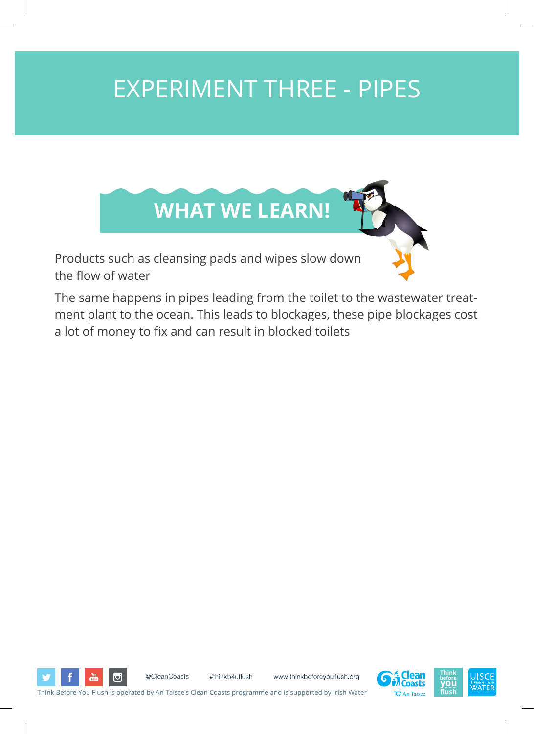# EXPERIMENT THREE - PIPES

## WHAT WE LEARN!

Products such as cleansing pads and wipes slow down the flow of water

The same happens in pipes leading from the toilet to the wastewater treatment plant to the ocean. This leads to blockages, these pipe blockages cost a lot of money to fix and can result in blocked toilets

@CleanCoasts #thinkb4uflush www.thinkbeforeyouflush.org

Think Before You Flush is operated by An Taisce's Clean Coasts programme and is supported by Irish Water